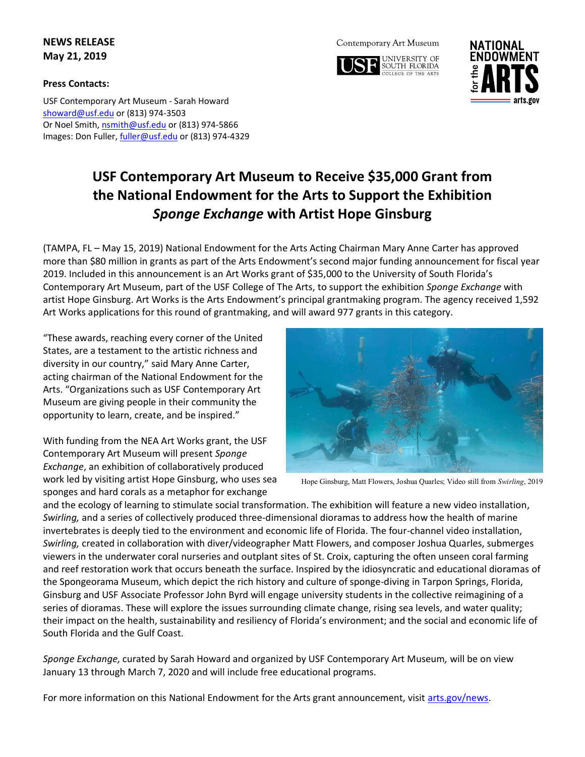**NEWS RELEASE**
**May 21, 2019**

**Press Contacts:**

USF Contemporary Art Museum - Sarah Howard
showard@usf.edu or (813) 974-3503
Or Noel Smith, nsmith@usf.edu or (813) 974-5866
Images: Don Fuller, fuller@usf.edu or (813) 974-4329

# USF Contemporary Art Museum to Receive $35,000 Grant from the National Endowment for the Arts to Support the Exhibition *Sponge Exchange* with Artist Hope Ginsburg

(TAMPA, FL – May 15, 2019) National Endowment for the Arts Acting Chairman Mary Anne Carter has approved more than $80 million in grants as part of the Arts Endowment's second major funding announcement for fiscal year 2019. Included in this announcement is an Art Works grant of $35,000 to the University of South Florida's Contemporary Art Museum, part of the USF College of The Arts, to support the exhibition *Sponge Exchange* with artist Hope Ginsburg. Art Works is the Arts Endowment's principal grantmaking program. The agency received 1,592 Art Works applications for this round of grantmaking, and will award 977 grants in this category.

"These awards, reaching every corner of the United States, are a testament to the artistic richness and diversity in our country," said Mary Anne Carter, acting chairman of the National Endowment for the Arts. "Organizations such as USF Contemporary Art Museum are giving people in their community the opportunity to learn, create, and be inspired."

Hope Ginsburg, Matt Flowers, Joshua Quarles; Video still from *Swirling*, 2019

With funding from the NEA Art Works grant, the USF Contemporary Art Museum will present *Sponge Exchange*, an exhibition of collaboratively produced work led by visiting artist Hope Ginsburg, who uses sea sponges and hard corals as a metaphor for exchange and the ecology of learning to stimulate social transformation. The exhibition will feature a new video installation, *Swirling,* and a series of collectively produced three-dimensional dioramas to address how the health of marine invertebrates is deeply tied to the environment and economic life of Florida. The four-channel video installation, *Swirling,* created in collaboration with diver/videographer Matt Flowers, and composer Joshua Quarles, submerges viewers in the underwater coral nurseries and outplant sites of St. Croix, capturing the often unseen coral farming and reef restoration work that occurs beneath the surface. Inspired by the idiosyncratic and educational dioramas of the Spongeorama Museum, which depict the rich history and culture of sponge-diving in Tarpon Springs, Florida, Ginsburg and USF Associate Professor John Byrd will engage university students in the collective reimagining of a series of dioramas. These will explore the issues surrounding climate change, rising sea levels, and water quality; their impact on the health, sustainability and resiliency of Florida's environment; and the social and economic life of South Florida and the Gulf Coast.

*Sponge Exchange,* curated by Sarah Howard and organized by USF Contemporary Art Museum*,* will be on view January 13 through March 7, 2020 and will include free educational programs.

For more information on this National Endowment for the Arts grant announcement, visit arts.gov/news.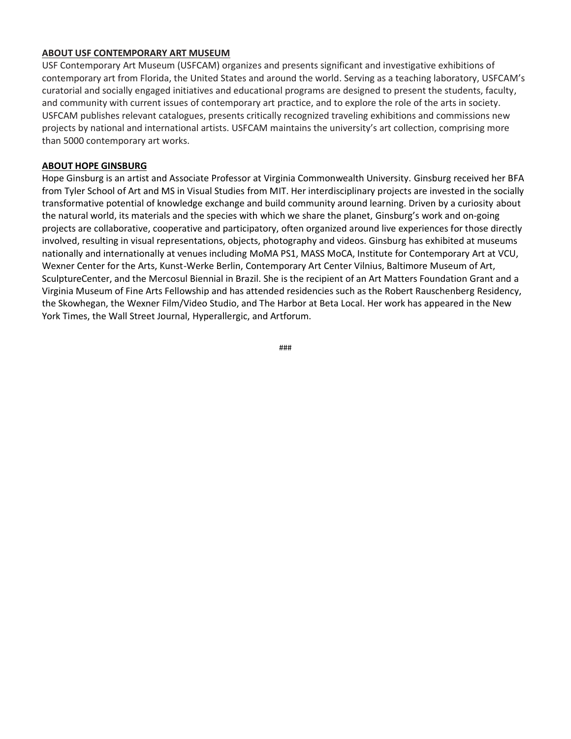## ABOUT USF CONTEMPORARY ART MUSEUM

USF Contemporary Art Museum (USFCAM) organizes and presents significant and investigative exhibitions of contemporary art from Florida, the United States and around the world. Serving as a teaching laboratory, USFCAM's curatorial and socially engaged initiatives and educational programs are designed to present the students, faculty, and community with current issues of contemporary art practice, and to explore the role of the arts in society. USFCAM publishes relevant catalogues, presents critically recognized traveling exhibitions and commissions new projects by national and international artists. USFCAM maintains the university's art collection, comprising more than 5000 contemporary art works.

## ABOUT HOPE GINSBURG

Hope Ginsburg is an artist and Associate Professor at Virginia Commonwealth University. Ginsburg received her BFA from Tyler School of Art and MS in Visual Studies from MIT. Her interdisciplinary projects are invested in the socially transformative potential of knowledge exchange and build community around learning. Driven by a curiosity about the natural world, its materials and the species with which we share the planet, Ginsburg's work and on-going projects are collaborative, cooperative and participatory, often organized around live experiences for those directly involved, resulting in visual representations, objects, photography and videos. Ginsburg has exhibited at museums nationally and internationally at venues including MoMA PS1, MASS MoCA, Institute for Contemporary Art at VCU, Wexner Center for the Arts, Kunst-Werke Berlin, Contemporary Art Center Vilnius, Baltimore Museum of Art, SculptureCenter, and the Mercosul Biennial in Brazil. She is the recipient of an Art Matters Foundation Grant and a Virginia Museum of Fine Arts Fellowship and has attended residencies such as the Robert Rauschenberg Residency, the Skowhegan, the Wexner Film/Video Studio, and The Harbor at Beta Local. Her work has appeared in the New York Times, the Wall Street Journal, Hyperallergic, and Artforum.

###